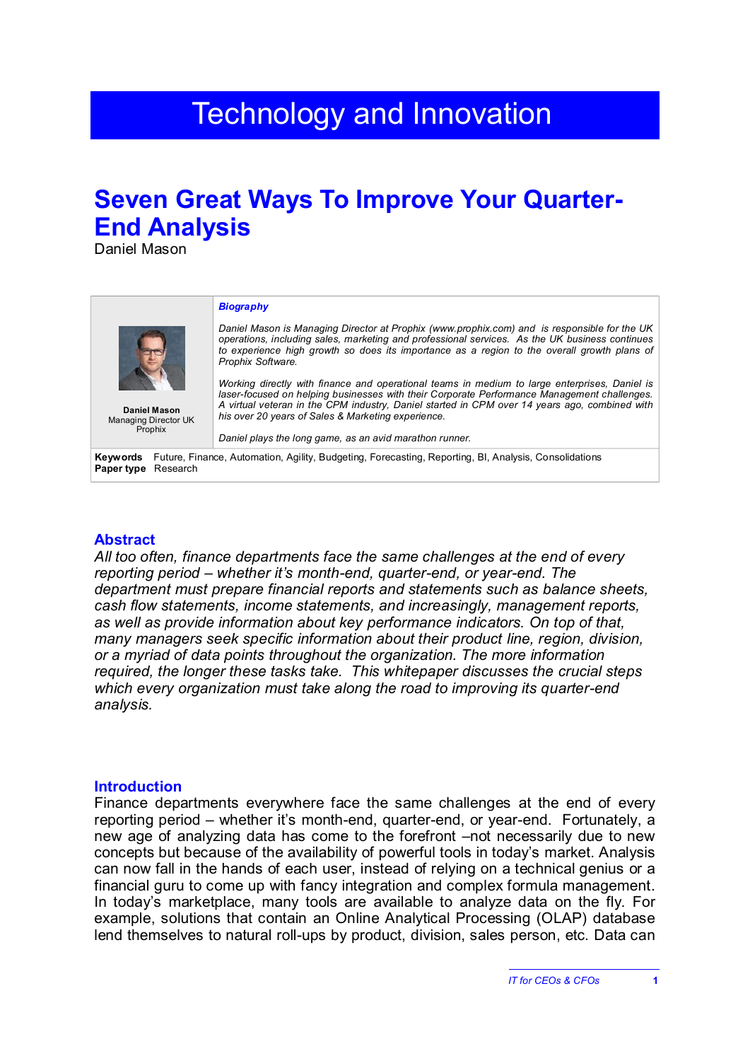# Technology and Innovation

## Seven Great Ways To Improve Your Quarter-End Analysis

Daniel Mason

**Daniel Mason**
Managing Director UK
Prophix

***Biography***

*Daniel Mason is Managing Director at Prophix (www.prophix.com) and is responsible for the UK operations, including sales, marketing and professional services. As the UK business continues to experience high growth so does its importance as a region to the overall growth plans of Prophix Software.*

*Working directly with finance and operational teams in medium to large enterprises, Daniel is laser-focused on helping businesses with their Corporate Performance Management challenges. A virtual veteran in the CPM industry, Daniel started in CPM over 14 years ago, combined with his over 20 years of Sales & Marketing experience.*

*Daniel plays the long game, as an avid marathon runner.*

**Keywords** Future, Finance, Automation, Agility, Budgeting, Forecasting, Reporting, BI, Analysis, Consolidations
**Paper type** Research

### Abstract

*All too often, finance departments face the same challenges at the end of every reporting period – whether it's month-end, quarter-end, or year-end. The department must prepare financial reports and statements such as balance sheets, cash flow statements, income statements, and increasingly, management reports, as well as provide information about key performance indicators. On top of that, many managers seek specific information about their product line, region, division, or a myriad of data points throughout the organization. The more information required, the longer these tasks take. This whitepaper discusses the crucial steps which every organization must take along the road to improving its quarter-end analysis.*

### Introduction

Finance departments everywhere face the same challenges at the end of every reporting period – whether it's month-end, quarter-end, or year-end. Fortunately, a new age of analyzing data has come to the forefront –not necessarily due to new concepts but because of the availability of powerful tools in today's market. Analysis can now fall in the hands of each user, instead of relying on a technical genius or a financial guru to come up with fancy integration and complex formula management. In today's marketplace, many tools are available to analyze data on the fly. For example, solutions that contain an Online Analytical Processing (OLAP) database lend themselves to natural roll-ups by product, division, sales person, etc. Data can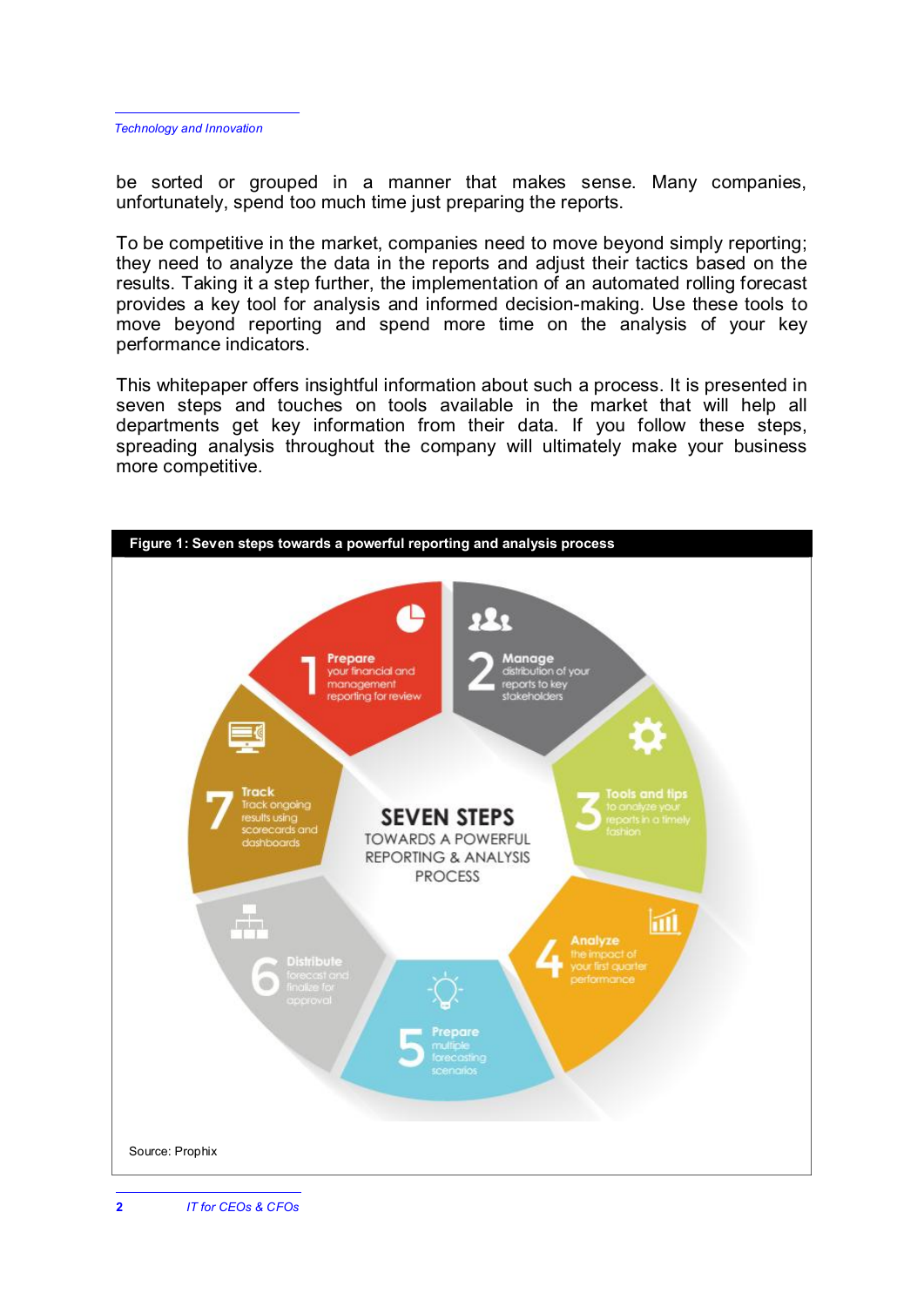be sorted or grouped in a manner that makes sense. Many companies, unfortunately, spend too much time just preparing the reports.

To be competitive in the market, companies need to move beyond simply reporting; they need to analyze the data in the reports and adjust their tactics based on the results. Taking it a step further, the implementation of an automated rolling forecast provides a key tool for analysis and informed decision-making. Use these tools to move beyond reporting and spend more time on the analysis of your key performance indicators.

This whitepaper offers insightful information about such a process. It is presented in seven steps and touches on tools available in the market that will help all departments get key information from their data. If you follow these steps, spreading analysis throughout the company will ultimately make your business more competitive.

**Figure 1: Seven steps towards a powerful reporting and analysis process**

SEVEN STEPS TOWARDS A POWERFUL REPORTING & ANALYSIS PROCESS

1. **Prepare** your financial and management reporting for review
2. **Manage** distribution of your reports to key stakeholders
3. **Tools and tips** to analyze your reports in a timely fashion
4. **Analyze** the impact of your first quarter performance
5. **Prepare** multiple forecasting scenarios
6. **Distribute** forecast and finalize for approval
7. **Track** Track ongoing results using scorecards and dashboards

Source: Prophix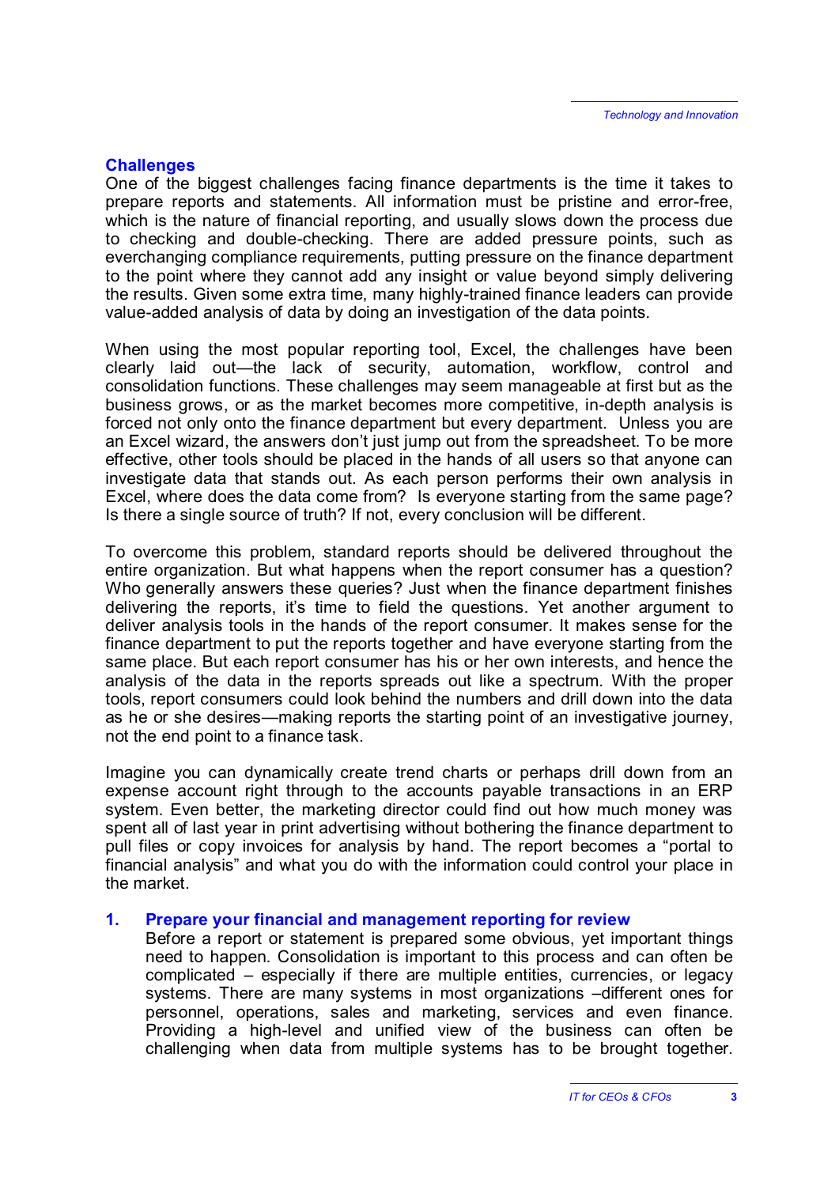## Challenges

One of the biggest challenges facing finance departments is the time it takes to prepare reports and statements. All information must be pristine and error-free, which is the nature of financial reporting, and usually slows down the process due to checking and double-checking. There are added pressure points, such as everchanging compliance requirements, putting pressure on the finance department to the point where they cannot add any insight or value beyond simply delivering the results. Given some extra time, many highly-trained finance leaders can provide value-added analysis of data by doing an investigation of the data points.

When using the most popular reporting tool, Excel, the challenges have been clearly laid out—the lack of security, automation, workflow, control and consolidation functions. These challenges may seem manageable at first but as the business grows, or as the market becomes more competitive, in-depth analysis is forced not only onto the finance department but every department. Unless you are an Excel wizard, the answers don't just jump out from the spreadsheet. To be more effective, other tools should be placed in the hands of all users so that anyone can investigate data that stands out. As each person performs their own analysis in Excel, where does the data come from? Is everyone starting from the same page? Is there a single source of truth? If not, every conclusion will be different.

To overcome this problem, standard reports should be delivered throughout the entire organization. But what happens when the report consumer has a question? Who generally answers these queries? Just when the finance department finishes delivering the reports, it's time to field the questions. Yet another argument to deliver analysis tools in the hands of the report consumer. It makes sense for the finance department to put the reports together and have everyone starting from the same place. But each report consumer has his or her own interests, and hence the analysis of the data in the reports spreads out like a spectrum. With the proper tools, report consumers could look behind the numbers and drill down into the data as he or she desires—making reports the starting point of an investigative journey, not the end point to a finance task.

Imagine you can dynamically create trend charts or perhaps drill down from an expense account right through to the accounts payable transactions in an ERP system. Even better, the marketing director could find out how much money was spent all of last year in print advertising without bothering the finance department to pull files or copy invoices for analysis by hand. The report becomes a "portal to financial analysis" and what you do with the information could control your place in the market.

### 1. Prepare your financial and management reporting for review

Before a report or statement is prepared some obvious, yet important things need to happen. Consolidation is important to this process and can often be complicated – especially if there are multiple entities, currencies, or legacy systems. There are many systems in most organizations –different ones for personnel, operations, sales and marketing, services and even finance. Providing a high-level and unified view of the business can often be challenging when data from multiple systems has to be brought together.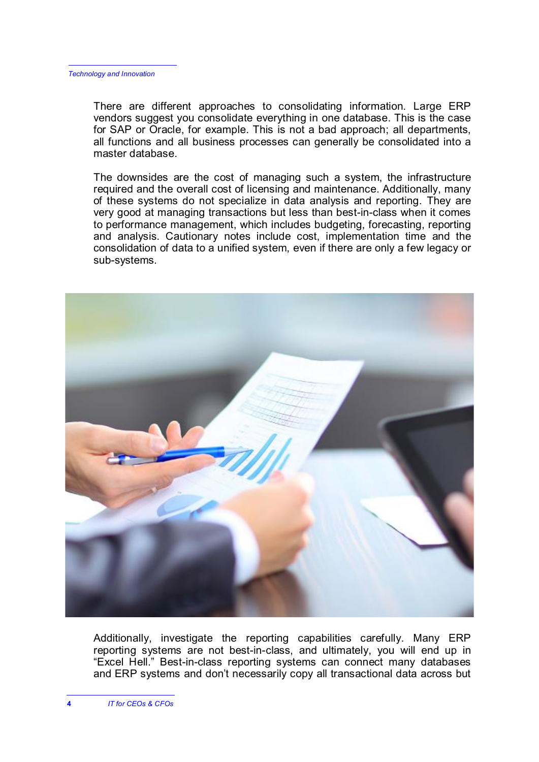There are different approaches to consolidating information. Large ERP vendors suggest you consolidate everything in one database. This is the case for SAP or Oracle, for example. This is not a bad approach; all departments, all functions and all business processes can generally be consolidated into a master database.

The downsides are the cost of managing such a system, the infrastructure required and the overall cost of licensing and maintenance. Additionally, many of these systems do not specialize in data analysis and reporting. They are very good at managing transactions but less than best-in-class when it comes to performance management, which includes budgeting, forecasting, reporting and analysis. Cautionary notes include cost, implementation time and the consolidation of data to a unified system, even if there are only a few legacy or sub-systems.

Additionally, investigate the reporting capabilities carefully. Many ERP reporting systems are not best-in-class, and ultimately, you will end up in "Excel Hell." Best-in-class reporting systems can connect many databases and ERP systems and don't necessarily copy all transactional data across but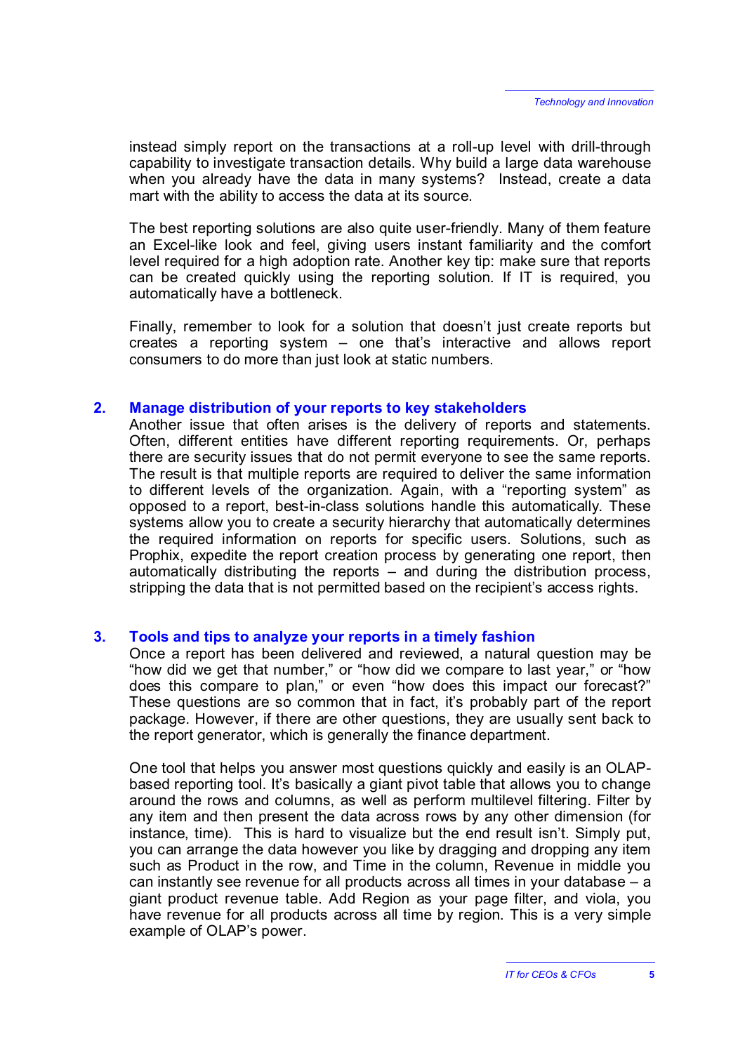instead simply report on the transactions at a roll-up level with drill-through capability to investigate transaction details. Why build a large data warehouse when you already have the data in many systems? Instead, create a data mart with the ability to access the data at its source.

The best reporting solutions are also quite user-friendly. Many of them feature an Excel-like look and feel, giving users instant familiarity and the comfort level required for a high adoption rate. Another key tip: make sure that reports can be created quickly using the reporting solution. If IT is required, you automatically have a bottleneck.

Finally, remember to look for a solution that doesn't just create reports but creates a reporting system – one that's interactive and allows report consumers to do more than just look at static numbers.

## 2. Manage distribution of your reports to key stakeholders

Another issue that often arises is the delivery of reports and statements. Often, different entities have different reporting requirements. Or, perhaps there are security issues that do not permit everyone to see the same reports. The result is that multiple reports are required to deliver the same information to different levels of the organization. Again, with a "reporting system" as opposed to a report, best-in-class solutions handle this automatically. These systems allow you to create a security hierarchy that automatically determines the required information on reports for specific users. Solutions, such as Prophix, expedite the report creation process by generating one report, then automatically distributing the reports – and during the distribution process, stripping the data that is not permitted based on the recipient's access rights.

## 3. Tools and tips to analyze your reports in a timely fashion

Once a report has been delivered and reviewed, a natural question may be "how did we get that number," or "how did we compare to last year," or "how does this compare to plan," or even "how does this impact our forecast?" These questions are so common that in fact, it's probably part of the report package. However, if there are other questions, they are usually sent back to the report generator, which is generally the finance department.

One tool that helps you answer most questions quickly and easily is an OLAP-based reporting tool. It's basically a giant pivot table that allows you to change around the rows and columns, as well as perform multilevel filtering. Filter by any item and then present the data across rows by any other dimension (for instance, time). This is hard to visualize but the end result isn't. Simply put, you can arrange the data however you like by dragging and dropping any item such as Product in the row, and Time in the column, Revenue in middle you can instantly see revenue for all products across all times in your database – a giant product revenue table. Add Region as your page filter, and viola, you have revenue for all products across all time by region. This is a very simple example of OLAP's power.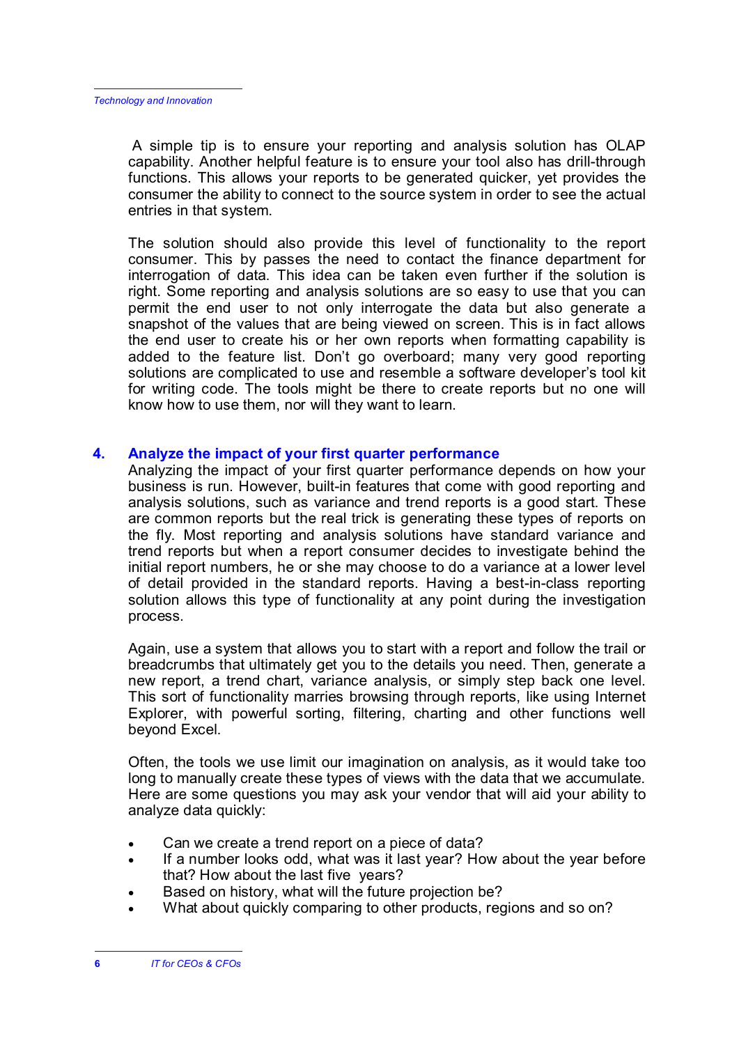A simple tip is to ensure your reporting and analysis solution has OLAP capability. Another helpful feature is to ensure your tool also has drill-through functions. This allows your reports to be generated quicker, yet provides the consumer the ability to connect to the source system in order to see the actual entries in that system.

The solution should also provide this level of functionality to the report consumer. This by passes the need to contact the finance department for interrogation of data. This idea can be taken even further if the solution is right. Some reporting and analysis solutions are so easy to use that you can permit the end user to not only interrogate the data but also generate a snapshot of the values that are being viewed on screen. This is in fact allows the end user to create his or her own reports when formatting capability is added to the feature list. Don't go overboard; many very good reporting solutions are complicated to use and resemble a software developer's tool kit for writing code. The tools might be there to create reports but no one will know how to use them, nor will they want to learn.

## 4. Analyze the impact of your first quarter performance

Analyzing the impact of your first quarter performance depends on how your business is run. However, built-in features that come with good reporting and analysis solutions, such as variance and trend reports is a good start. These are common reports but the real trick is generating these types of reports on the fly. Most reporting and analysis solutions have standard variance and trend reports but when a report consumer decides to investigate behind the initial report numbers, he or she may choose to do a variance at a lower level of detail provided in the standard reports. Having a best-in-class reporting solution allows this type of functionality at any point during the investigation process.

Again, use a system that allows you to start with a report and follow the trail or breadcrumbs that ultimately get you to the details you need. Then, generate a new report, a trend chart, variance analysis, or simply step back one level. This sort of functionality marries browsing through reports, like using Internet Explorer, with powerful sorting, filtering, charting and other functions well beyond Excel.

Often, the tools we use limit our imagination on analysis, as it would take too long to manually create these types of views with the data that we accumulate. Here are some questions you may ask your vendor that will aid your ability to analyze data quickly:

- Can we create a trend report on a piece of data?
- If a number looks odd, what was it last year? How about the year before that? How about the last five years?
- Based on history, what will the future projection be?
- What about quickly comparing to other products, regions and so on?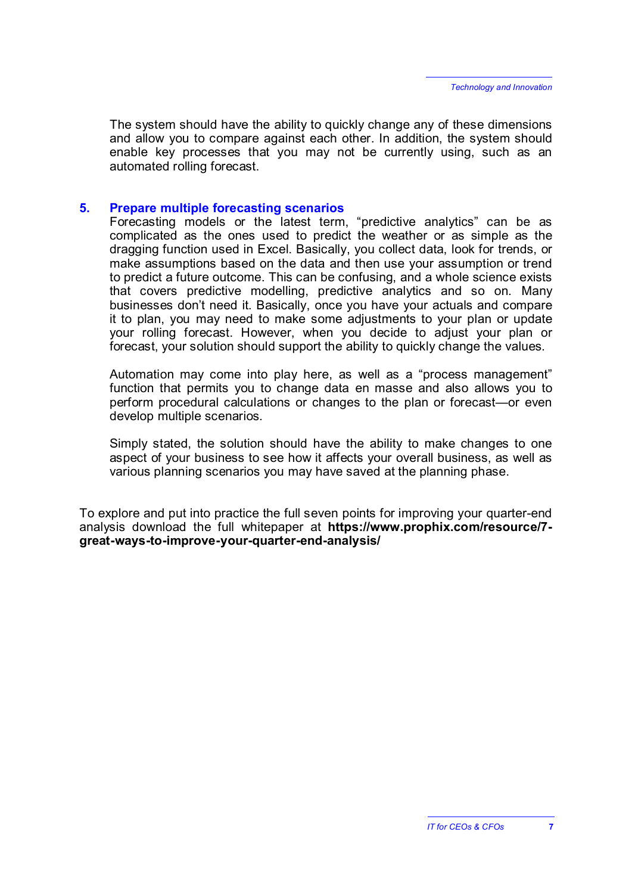The system should have the ability to quickly change any of these dimensions and allow you to compare against each other. In addition, the system should enable key processes that you may not be currently using, such as an automated rolling forecast.

## 5. Prepare multiple forecasting scenarios

Forecasting models or the latest term, "predictive analytics" can be as complicated as the ones used to predict the weather or as simple as the dragging function used in Excel. Basically, you collect data, look for trends, or make assumptions based on the data and then use your assumption or trend to predict a future outcome. This can be confusing, and a whole science exists that covers predictive modelling, predictive analytics and so on. Many businesses don't need it. Basically, once you have your actuals and compare it to plan, you may need to make some adjustments to your plan or update your rolling forecast. However, when you decide to adjust your plan or forecast, your solution should support the ability to quickly change the values.

Automation may come into play here, as well as a "process management" function that permits you to change data en masse and also allows you to perform procedural calculations or changes to the plan or forecast—or even develop multiple scenarios.

Simply stated, the solution should have the ability to make changes to one aspect of your business to see how it affects your overall business, as well as various planning scenarios you may have saved at the planning phase.

To explore and put into practice the full seven points for improving your quarter-end analysis download the full whitepaper at **https://www.prophix.com/resource/7-great-ways-to-improve-your-quarter-end-analysis/**